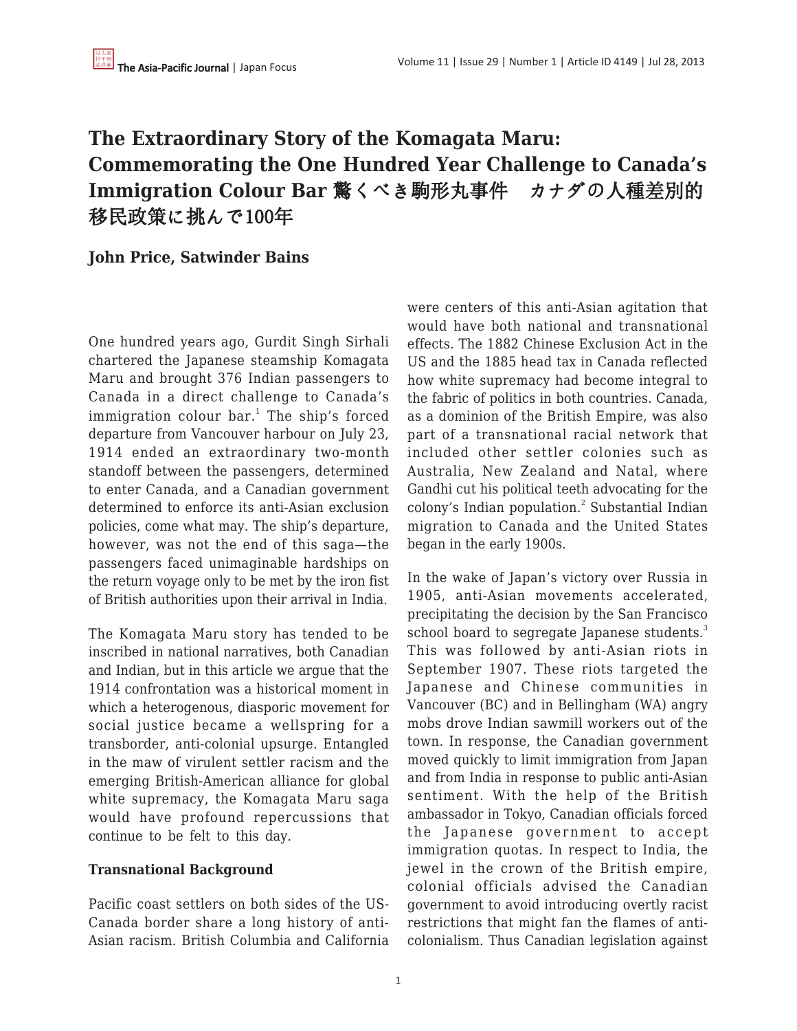# The Extraordinary Story of the Komagata Maru: Commemorating the One Hundred Year Challenge to Canada's Immigration Colour Bar 驚くべき駒形丸事件　カナダの人種差別的移民政策に挑んで100年

**John Price, Satwinder Bains**

One hundred years ago, Gurdit Singh Sirhali chartered the Japanese steamship Komagata Maru and brought 376 Indian passengers to Canada in a direct challenge to Canada's immigration colour bar.[1] The ship's forced departure from Vancouver harbour on July 23, 1914 ended an extraordinary two-month standoff between the passengers, determined to enter Canada, and a Canadian government determined to enforce its anti-Asian exclusion policies, come what may. The ship's departure, however, was not the end of this saga—the passengers faced unimaginable hardships on the return voyage only to be met by the iron fist of British authorities upon their arrival in India.

The Komagata Maru story has tended to be inscribed in national narratives, both Canadian and Indian, but in this article we argue that the 1914 confrontation was a historical moment in which a heterogenous, diasporic movement for social justice became a wellspring for a transborder, anti-colonial upsurge. Entangled in the maw of virulent settler racism and the emerging British-American alliance for global white supremacy, the Komagata Maru saga would have profound repercussions that continue to be felt to this day.

**Transnational Background**

Pacific coast settlers on both sides of the US-Canada border share a long history of anti-Asian racism. British Columbia and California were centers of this anti-Asian agitation that would have both national and transnational effects. The 1882 Chinese Exclusion Act in the US and the 1885 head tax in Canada reflected how white supremacy had become integral to the fabric of politics in both countries. Canada, as a dominion of the British Empire, was also part of a transnational racial network that included other settler colonies such as Australia, New Zealand and Natal, where Gandhi cut his political teeth advocating for the colony's Indian population.[2] Substantial Indian migration to Canada and the United States began in the early 1900s.

In the wake of Japan's victory over Russia in 1905, anti-Asian movements accelerated, precipitating the decision by the San Francisco school board to segregate Japanese students.[3] This was followed by anti-Asian riots in September 1907. These riots targeted the Japanese and Chinese communities in Vancouver (BC) and in Bellingham (WA) angry mobs drove Indian sawmill workers out of the town. In response, the Canadian government moved quickly to limit immigration from Japan and from India in response to public anti-Asian sentiment. With the help of the British ambassador in Tokyo, Canadian officials forced the Japanese government to accept immigration quotas. In respect to India, the jewel in the crown of the British empire, colonial officials advised the Canadian government to avoid introducing overtly racist restrictions that might fan the flames of anti-colonialism. Thus Canadian legislation against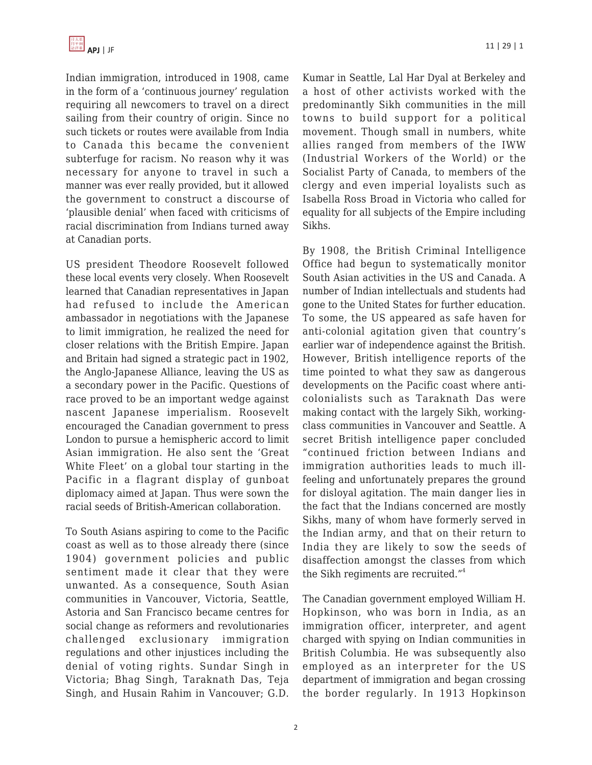Indian immigration, introduced in 1908, came in the form of a 'continuous journey' regulation requiring all newcomers to travel on a direct sailing from their country of origin. Since no such tickets or routes were available from India to Canada this became the convenient subterfuge for racism. No reason why it was necessary for anyone to travel in such a manner was ever really provided, but it allowed the government to construct a discourse of 'plausible denial' when faced with criticisms of racial discrimination from Indians turned away at Canadian ports.

US president Theodore Roosevelt followed these local events very closely. When Roosevelt learned that Canadian representatives in Japan had refused to include the American ambassador in negotiations with the Japanese to limit immigration, he realized the need for closer relations with the British Empire. Japan and Britain had signed a strategic pact in 1902, the Anglo-Japanese Alliance, leaving the US as a secondary power in the Pacific. Questions of race proved to be an important wedge against nascent Japanese imperialism. Roosevelt encouraged the Canadian government to press London to pursue a hemispheric accord to limit Asian immigration. He also sent the 'Great White Fleet' on a global tour starting in the Pacific in a flagrant display of gunboat diplomacy aimed at Japan. Thus were sown the racial seeds of British-American collaboration.

To South Asians aspiring to come to the Pacific coast as well as to those already there (since 1904) government policies and public sentiment made it clear that they were unwanted. As a consequence, South Asian communities in Vancouver, Victoria, Seattle, Astoria and San Francisco became centres for social change as reformers and revolutionaries challenged exclusionary immigration regulations and other injustices including the denial of voting rights. Sundar Singh in Victoria; Bhag Singh, Taraknath Das, Teja Singh, and Husain Rahim in Vancouver; G.D. Kumar in Seattle, Lal Har Dyal at Berkeley and a host of other activists worked with the predominantly Sikh communities in the mill towns to build support for a political movement. Though small in numbers, white allies ranged from members of the IWW (Industrial Workers of the World) or the Socialist Party of Canada, to members of the clergy and even imperial loyalists such as Isabella Ross Broad in Victoria who called for equality for all subjects of the Empire including Sikhs.

By 1908, the British Criminal Intelligence Office had begun to systematically monitor South Asian activities in the US and Canada. A number of Indian intellectuals and students had gone to the United States for further education. To some, the US appeared as safe haven for anti-colonial agitation given that country's earlier war of independence against the British. However, British intelligence reports of the time pointed to what they saw as dangerous developments on the Pacific coast where anti-colonialists such as Taraknath Das were making contact with the largely Sikh, working-class communities in Vancouver and Seattle. A secret British intelligence paper concluded "continued friction between Indians and immigration authorities leads to much ill-feeling and unfortunately prepares the ground for disloyal agitation. The main danger lies in the fact that the Indians concerned are mostly Sikhs, many of whom have formerly served in the Indian army, and that on their return to India they are likely to sow the seeds of disaffection amongst the classes from which the Sikh regiments are recruited."[4]

The Canadian government employed William H. Hopkinson, who was born in India, as an immigration officer, interpreter, and agent charged with spying on Indian communities in British Columbia. He was subsequently also employed as an interpreter for the US department of immigration and began crossing the border regularly. In 1913 Hopkinson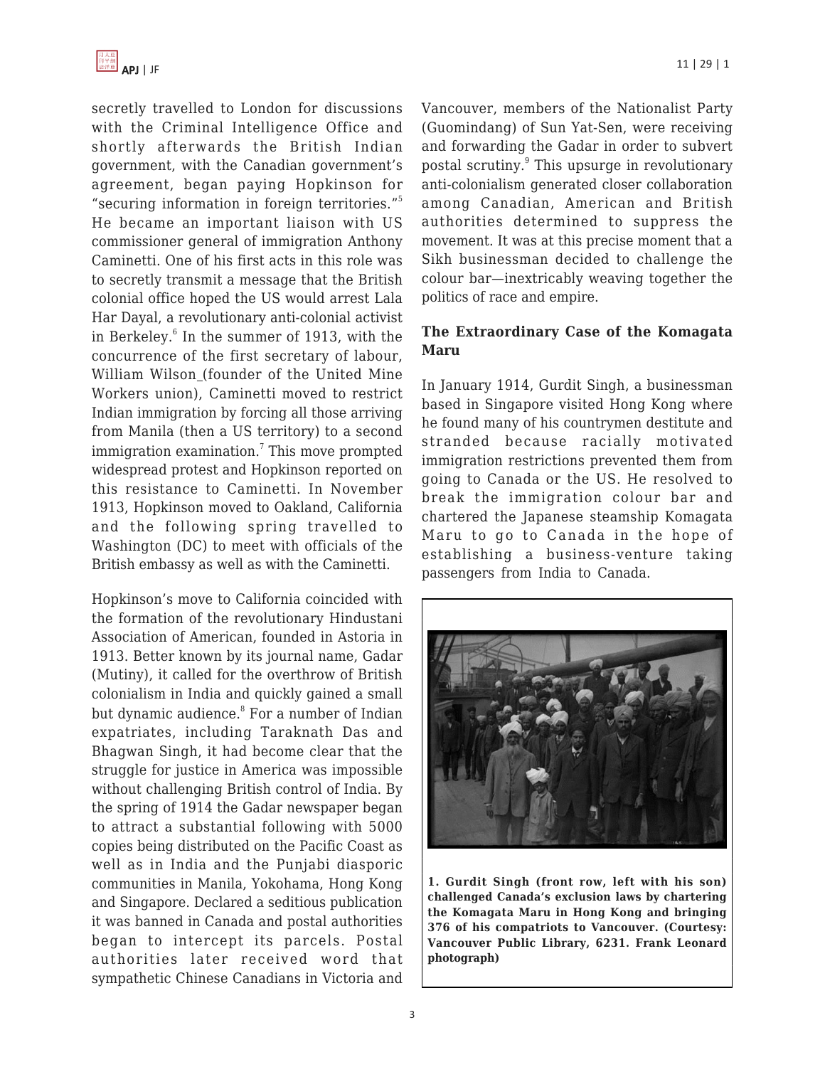secretly travelled to London for discussions with the Criminal Intelligence Office and shortly afterwards the British Indian government, with the Canadian government's agreement, began paying Hopkinson for "securing information in foreign territories."[5] He became an important liaison with US commissioner general of immigration Anthony Caminetti. One of his first acts in this role was to secretly transmit a message that the British colonial office hoped the US would arrest Lala Har Dayal, a revolutionary anti-colonial activist in Berkeley.[6] In the summer of 1913, with the concurrence of the first secretary of labour, William Wilson_(founder of the United Mine Workers union), Caminetti moved to restrict Indian immigration by forcing all those arriving from Manila (then a US territory) to a second immigration examination.[7] This move prompted widespread protest and Hopkinson reported on this resistance to Caminetti. In November 1913, Hopkinson moved to Oakland, California and the following spring travelled to Washington (DC) to meet with officials of the British embassy as well as with the Caminetti.

Hopkinson's move to California coincided with the formation of the revolutionary Hindustani Association of American, founded in Astoria in 1913. Better known by its journal name, Gadar (Mutiny), it called for the overthrow of British colonialism in India and quickly gained a small but dynamic audience.[8] For a number of Indian expatriates, including Taraknath Das and Bhagwan Singh, it had become clear that the struggle for justice in America was impossible without challenging British control of India. By the spring of 1914 the Gadar newspaper began to attract a substantial following with 5000 copies being distributed on the Pacific Coast as well as in India and the Punjabi diasporic communities in Manila, Yokohama, Hong Kong and Singapore. Declared a seditious publication it was banned in Canada and postal authorities began to intercept its parcels. Postal authorities later received word that sympathetic Chinese Canadians in Victoria and Vancouver, members of the Nationalist Party (Guomindang) of Sun Yat-Sen, were receiving and forwarding the Gadar in order to subvert postal scrutiny.[9] This upsurge in revolutionary anti-colonialism generated closer collaboration among Canadian, American and British authorities determined to suppress the movement. It was at this precise moment that a Sikh businessman decided to challenge the colour bar—inextricably weaving together the politics of race and empire.

## The Extraordinary Case of the Komagata Maru

In January 1914, Gurdit Singh, a businessman based in Singapore visited Hong Kong where he found many of his countrymen destitute and stranded because racially motivated immigration restrictions prevented them from going to Canada or the US. He resolved to break the immigration colour bar and chartered the Japanese steamship Komagata Maru to go to Canada in the hope of establishing a business-venture taking passengers from India to Canada.

**1. Gurdit Singh (front row, left with his son) challenged Canada's exclusion laws by chartering the Komagata Maru in Hong Kong and bringing 376 of his compatriots to Vancouver. (Courtesy: Vancouver Public Library, 6231. Frank Leonard photograph)**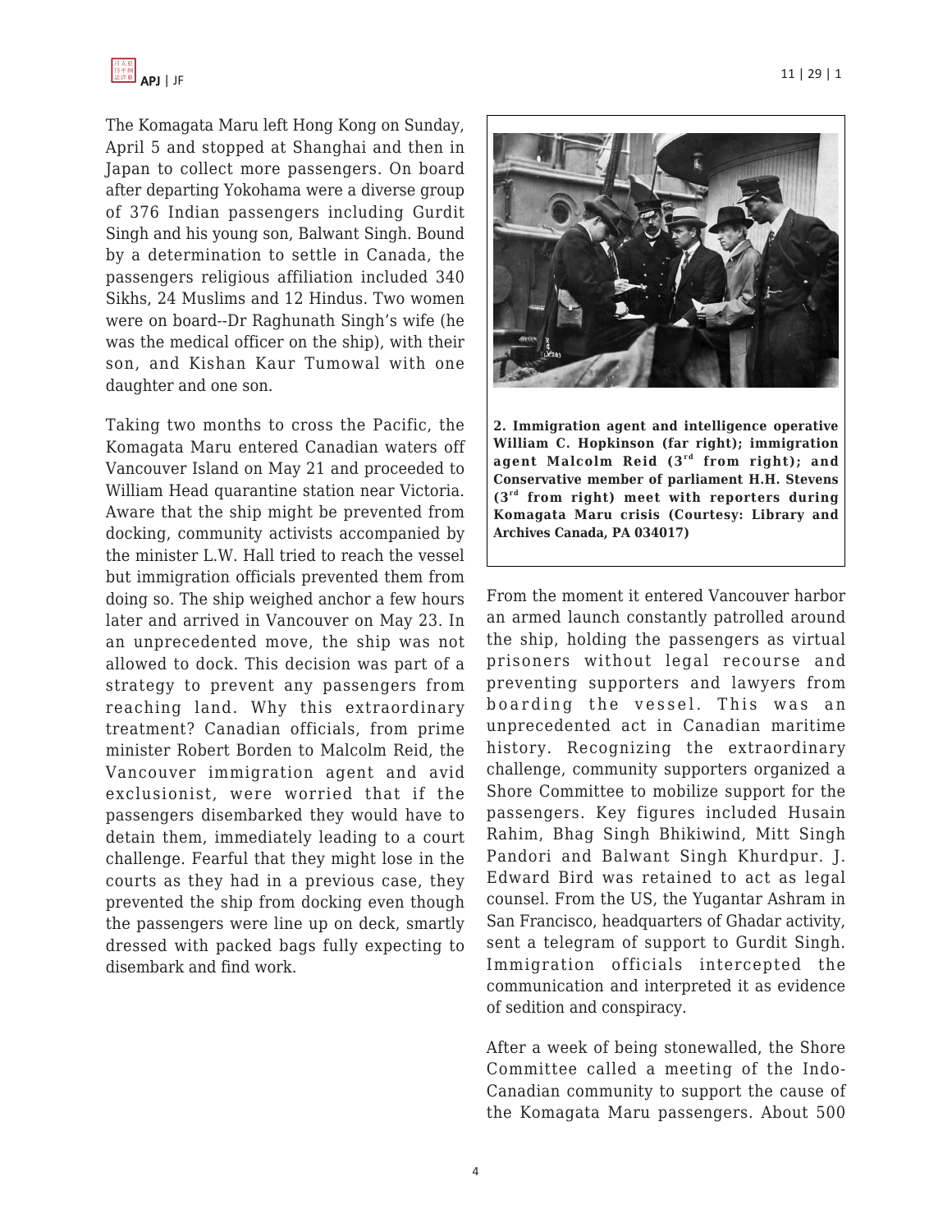The Komagata Maru left Hong Kong on Sunday, April 5 and stopped at Shanghai and then in Japan to collect more passengers. On board after departing Yokohama were a diverse group of 376 Indian passengers including Gurdit Singh and his young son, Balwant Singh. Bound by a determination to settle in Canada, the passengers religious affiliation included 340 Sikhs, 24 Muslims and 12 Hindus. Two women were on board--Dr Raghunath Singh's wife (he was the medical officer on the ship), with their son, and Kishan Kaur Tumowal with one daughter and one son.

Taking two months to cross the Pacific, the Komagata Maru entered Canadian waters off Vancouver Island on May 21 and proceeded to William Head quarantine station near Victoria. Aware that the ship might be prevented from docking, community activists accompanied by the minister L.W. Hall tried to reach the vessel but immigration officials prevented them from doing so. The ship weighed anchor a few hours later and arrived in Vancouver on May 23. In an unprecedented move, the ship was not allowed to dock. This decision was part of a strategy to prevent any passengers from reaching land. Why this extraordinary treatment? Canadian officials, from prime minister Robert Borden to Malcolm Reid, the Vancouver immigration agent and avid exclusionist, were worried that if the passengers disembarked they would have to detain them, immediately leading to a court challenge. Fearful that they might lose in the courts as they had in a previous case, they prevented the ship from docking even though the passengers were line up on deck, smartly dressed with packed bags fully expecting to disembark and find work.

**2. Immigration agent and intelligence operative William C. Hopkinson (far right); immigration agent Malcolm Reid (3rd from right); and Conservative member of parliament H.H. Stevens (3rd from right) meet with reporters during Komagata Maru crisis (Courtesy: Library and Archives Canada, PA 034017)**

From the moment it entered Vancouver harbor an armed launch constantly patrolled around the ship, holding the passengers as virtual prisoners without legal recourse and preventing supporters and lawyers from boarding the vessel. This was an unprecedented act in Canadian maritime history. Recognizing the extraordinary challenge, community supporters organized a Shore Committee to mobilize support for the passengers. Key figures included Husain Rahim, Bhag Singh Bhikiwind, Mitt Singh Pandori and Balwant Singh Khurdpur. J. Edward Bird was retained to act as legal counsel. From the US, the Yugantar Ashram in San Francisco, headquarters of Ghadar activity, sent a telegram of support to Gurdit Singh. Immigration officials intercepted the communication and interpreted it as evidence of sedition and conspiracy.

After a week of being stonewalled, the Shore Committee called a meeting of the Indo-Canadian community to support the cause of the Komagata Maru passengers. About 500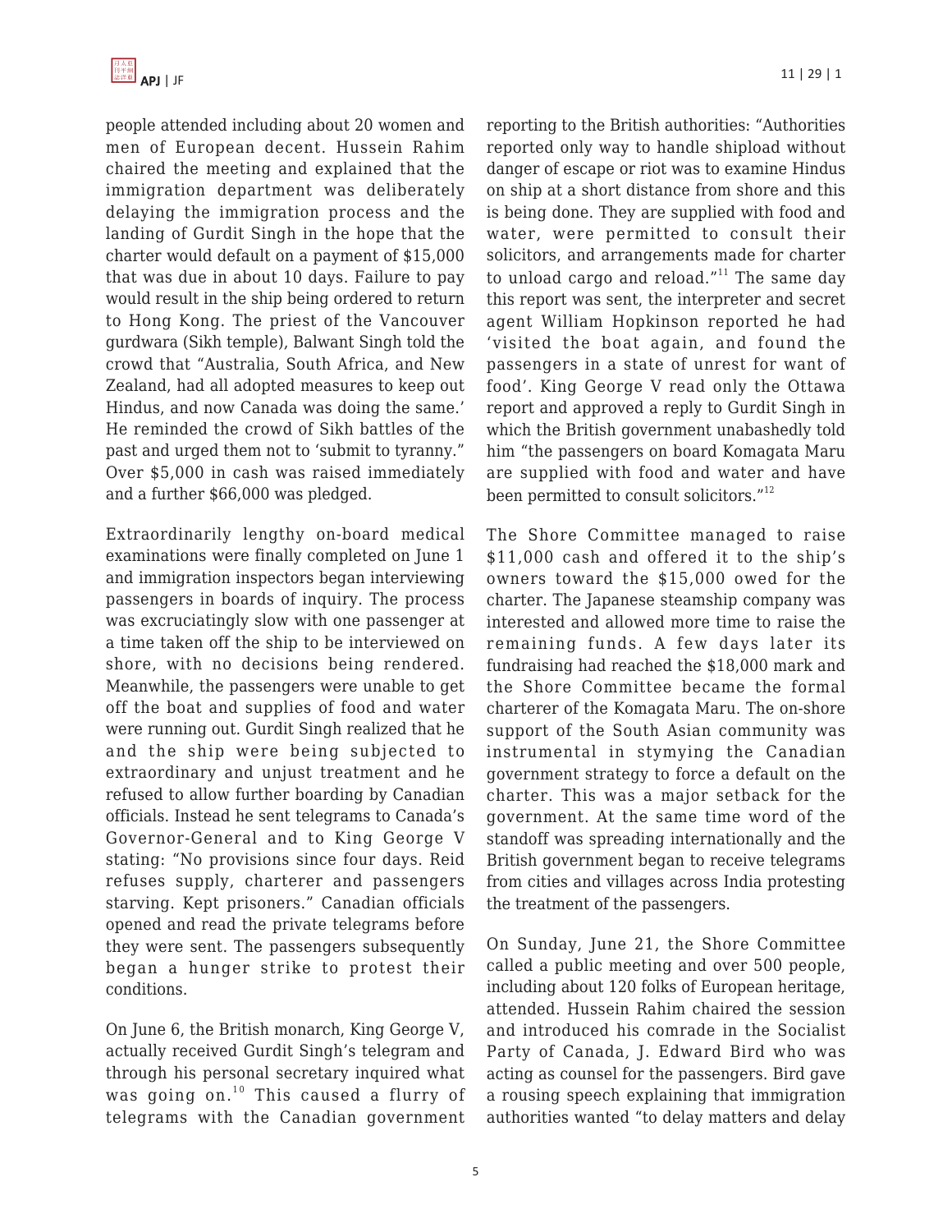people attended including about 20 women and men of European decent. Hussein Rahim chaired the meeting and explained that the immigration department was deliberately delaying the immigration process and the landing of Gurdit Singh in the hope that the charter would default on a payment of $15,000 that was due in about 10 days. Failure to pay would result in the ship being ordered to return to Hong Kong. The priest of the Vancouver gurdwara (Sikh temple), Balwant Singh told the crowd that "Australia, South Africa, and New Zealand, had all adopted measures to keep out Hindus, and now Canada was doing the same.' He reminded the crowd of Sikh battles of the past and urged them not to 'submit to tyranny." Over $5,000 in cash was raised immediately and a further $66,000 was pledged.

Extraordinarily lengthy on-board medical examinations were finally completed on June 1 and immigration inspectors began interviewing passengers in boards of inquiry. The process was excruciatingly slow with one passenger at a time taken off the ship to be interviewed on shore, with no decisions being rendered. Meanwhile, the passengers were unable to get off the boat and supplies of food and water were running out. Gurdit Singh realized that he and the ship were being subjected to extraordinary and unjust treatment and he refused to allow further boarding by Canadian officials. Instead he sent telegrams to Canada's Governor-General and to King George V stating: "No provisions since four days. Reid refuses supply, charterer and passengers starving. Kept prisoners." Canadian officials opened and read the private telegrams before they were sent. The passengers subsequently began a hunger strike to protest their conditions.

On June 6, the British monarch, King George V, actually received Gurdit Singh's telegram and through his personal secretary inquired what was going on.[10] This caused a flurry of telegrams with the Canadian government reporting to the British authorities: "Authorities reported only way to handle shipload without danger of escape or riot was to examine Hindus on ship at a short distance from shore and this is being done. They are supplied with food and water, were permitted to consult their solicitors, and arrangements made for charter to unload cargo and reload."[11] The same day this report was sent, the interpreter and secret agent William Hopkinson reported he had 'visited the boat again, and found the passengers in a state of unrest for want of food'. King George V read only the Ottawa report and approved a reply to Gurdit Singh in which the British government unabashedly told him "the passengers on board Komagata Maru are supplied with food and water and have been permitted to consult solicitors."[12]

The Shore Committee managed to raise $11,000 cash and offered it to the ship's owners toward the $15,000 owed for the charter. The Japanese steamship company was interested and allowed more time to raise the remaining funds. A few days later its fundraising had reached the $18,000 mark and the Shore Committee became the formal charterer of the Komagata Maru. The on-shore support of the South Asian community was instrumental in stymying the Canadian government strategy to force a default on the charter. This was a major setback for the government. At the same time word of the standoff was spreading internationally and the British government began to receive telegrams from cities and villages across India protesting the treatment of the passengers.

On Sunday, June 21, the Shore Committee called a public meeting and over 500 people, including about 120 folks of European heritage, attended. Hussein Rahim chaired the session and introduced his comrade in the Socialist Party of Canada, J. Edward Bird who was acting as counsel for the passengers. Bird gave a rousing speech explaining that immigration authorities wanted "to delay matters and delay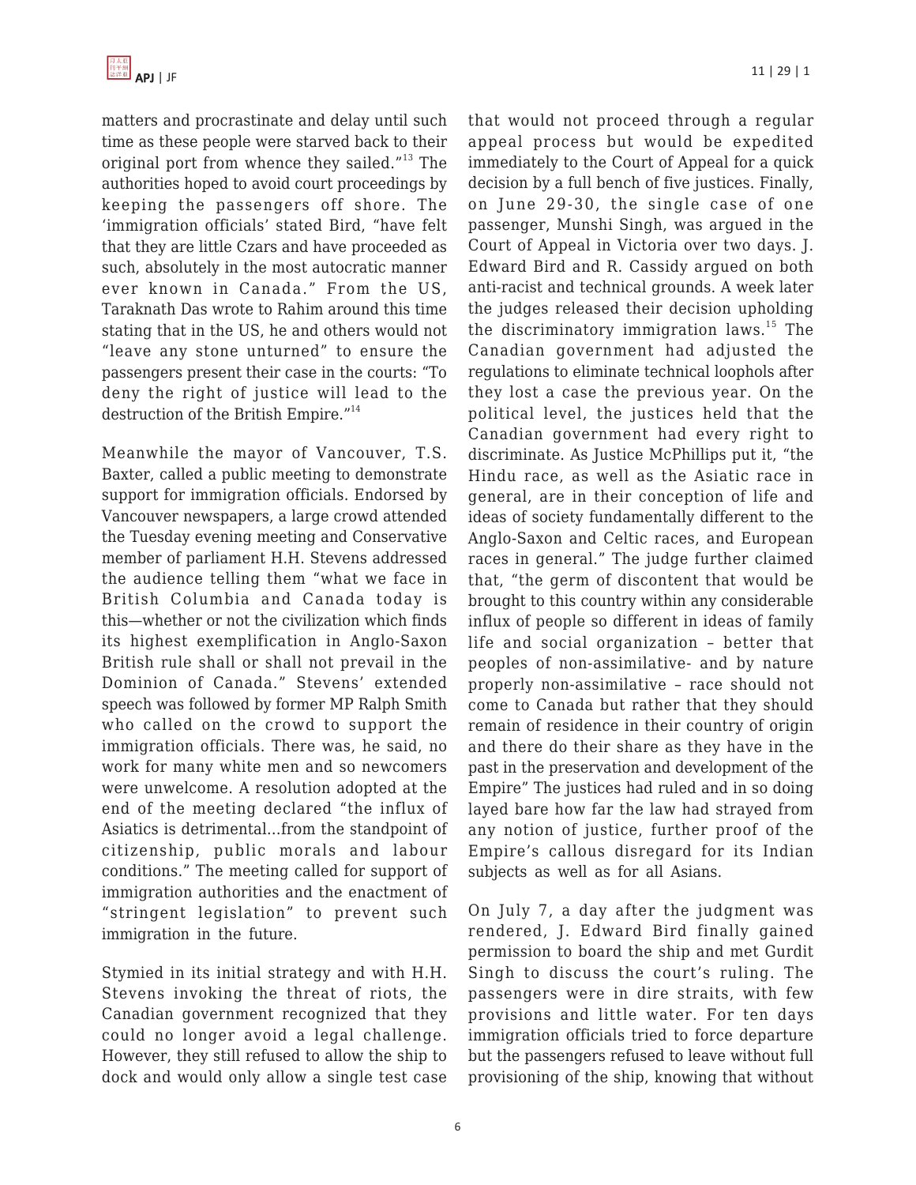matters and procrastinate and delay until such time as these people were starved back to their original port from whence they sailed."[13] The authorities hoped to avoid court proceedings by keeping the passengers off shore. The 'immigration officials' stated Bird, "have felt that they are little Czars and have proceeded as such, absolutely in the most autocratic manner ever known in Canada." From the US, Taraknath Das wrote to Rahim around this time stating that in the US, he and others would not "leave any stone unturned" to ensure the passengers present their case in the courts: "To deny the right of justice will lead to the destruction of the British Empire."[14]

Meanwhile the mayor of Vancouver, T.S. Baxter, called a public meeting to demonstrate support for immigration officials. Endorsed by Vancouver newspapers, a large crowd attended the Tuesday evening meeting and Conservative member of parliament H.H. Stevens addressed the audience telling them "what we face in British Columbia and Canada today is this—whether or not the civilization which finds its highest exemplification in Anglo-Saxon British rule shall or shall not prevail in the Dominion of Canada." Stevens' extended speech was followed by former MP Ralph Smith who called on the crowd to support the immigration officials. There was, he said, no work for many white men and so newcomers were unwelcome. A resolution adopted at the end of the meeting declared "the influx of Asiatics is detrimental...from the standpoint of citizenship, public morals and labour conditions." The meeting called for support of immigration authorities and the enactment of "stringent legislation" to prevent such immigration in the future.

Stymied in its initial strategy and with H.H. Stevens invoking the threat of riots, the Canadian government recognized that they could no longer avoid a legal challenge. However, they still refused to allow the ship to dock and would only allow a single test case that would not proceed through a regular appeal process but would be expedited immediately to the Court of Appeal for a quick decision by a full bench of five justices. Finally, on June 29-30, the single case of one passenger, Munshi Singh, was argued in the Court of Appeal in Victoria over two days. J. Edward Bird and R. Cassidy argued on both anti-racist and technical grounds. A week later the judges released their decision upholding the discriminatory immigration laws.[15] The Canadian government had adjusted the regulations to eliminate technical loophols after they lost a case the previous year. On the political level, the justices held that the Canadian government had every right to discriminate. As Justice McPhillips put it, "the Hindu race, as well as the Asiatic race in general, are in their conception of life and ideas of society fundamentally different to the Anglo-Saxon and Celtic races, and European races in general." The judge further claimed that, "the germ of discontent that would be brought to this country within any considerable influx of people so different in ideas of family life and social organization – better that peoples of non-assimilative- and by nature properly non-assimilative – race should not come to Canada but rather that they should remain of residence in their country of origin and there do their share as they have in the past in the preservation and development of the Empire" The justices had ruled and in so doing layed bare how far the law had strayed from any notion of justice, further proof of the Empire's callous disregard for its Indian subjects as well as for all Asians.

On July 7, a day after the judgment was rendered, J. Edward Bird finally gained permission to board the ship and met Gurdit Singh to discuss the court's ruling. The passengers were in dire straits, with few provisions and little water. For ten days immigration officials tried to force departure but the passengers refused to leave without full provisioning of the ship, knowing that without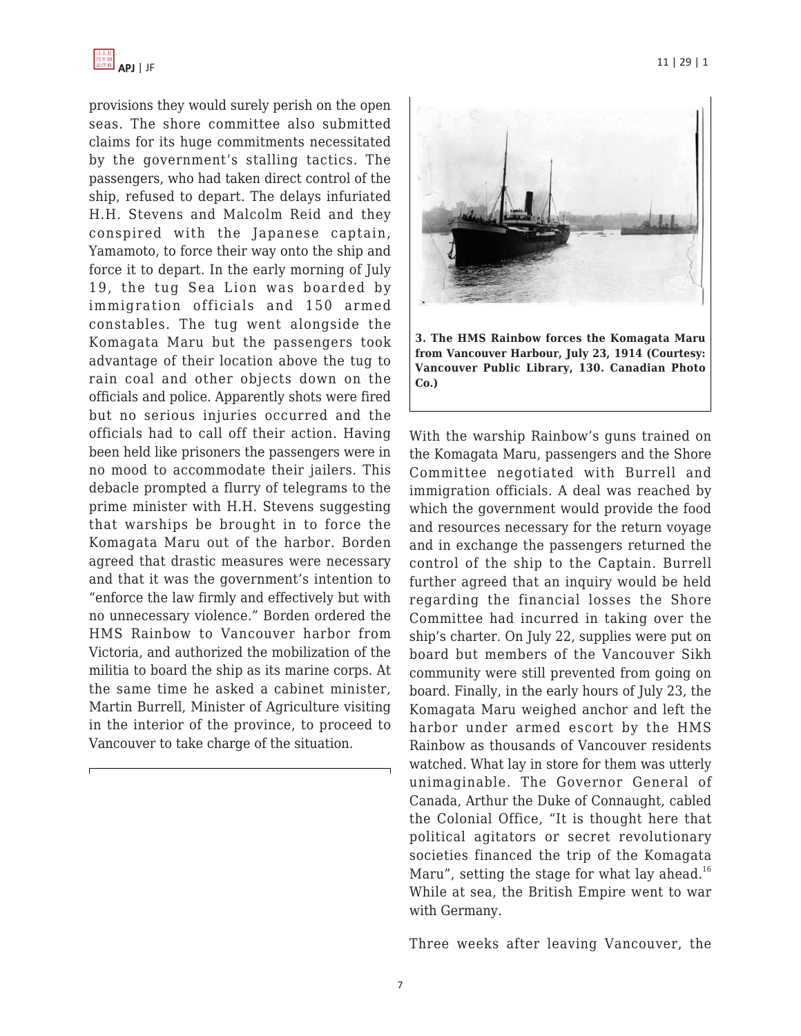provisions they would surely perish on the open seas. The shore committee also submitted claims for its huge commitments necessitated by the government's stalling tactics. The passengers, who had taken direct control of the ship, refused to depart. The delays infuriated H.H. Stevens and Malcolm Reid and they conspired with the Japanese captain, Yamamoto, to force their way onto the ship and force it to depart. In the early morning of July 19, the tug Sea Lion was boarded by immigration officials and 150 armed constables. The tug went alongside the Komagata Maru but the passengers took advantage of their location above the tug to rain coal and other objects down on the officials and police. Apparently shots were fired but no serious injuries occurred and the officials had to call off their action. Having been held like prisoners the passengers were in no mood to accommodate their jailers. This debacle prompted a flurry of telegrams to the prime minister with H.H. Stevens suggesting that warships be brought in to force the Komagata Maru out of the harbor. Borden agreed that drastic measures were necessary and that it was the government's intention to "enforce the law firmly and effectively but with no unnecessary violence." Borden ordered the HMS Rainbow to Vancouver harbor from Victoria, and authorized the mobilization of the militia to board the ship as its marine corps. At the same time he asked a cabinet minister, Martin Burrell, Minister of Agriculture visiting in the interior of the province, to proceed to Vancouver to take charge of the situation.

**3. The HMS Rainbow forces the Komagata Maru from Vancouver Harbour, July 23, 1914 (Courtesy: Vancouver Public Library, 130. Canadian Photo Co.)**

With the warship Rainbow's guns trained on the Komagata Maru, passengers and the Shore Committee negotiated with Burrell and immigration officials. A deal was reached by which the government would provide the food and resources necessary for the return voyage and in exchange the passengers returned the control of the ship to the Captain. Burrell further agreed that an inquiry would be held regarding the financial losses the Shore Committee had incurred in taking over the ship's charter. On July 22, supplies were put on board but members of the Vancouver Sikh community were still prevented from going on board. Finally, in the early hours of July 23, the Komagata Maru weighed anchor and left the harbor under armed escort by the HMS Rainbow as thousands of Vancouver residents watched. What lay in store for them was utterly unimaginable. The Governor General of Canada, Arthur the Duke of Connaught, cabled the Colonial Office, "It is thought here that political agitators or secret revolutionary societies financed the trip of the Komagata Maru", setting the stage for what lay ahead.[16] While at sea, the British Empire went to war with Germany.

Three weeks after leaving Vancouver, the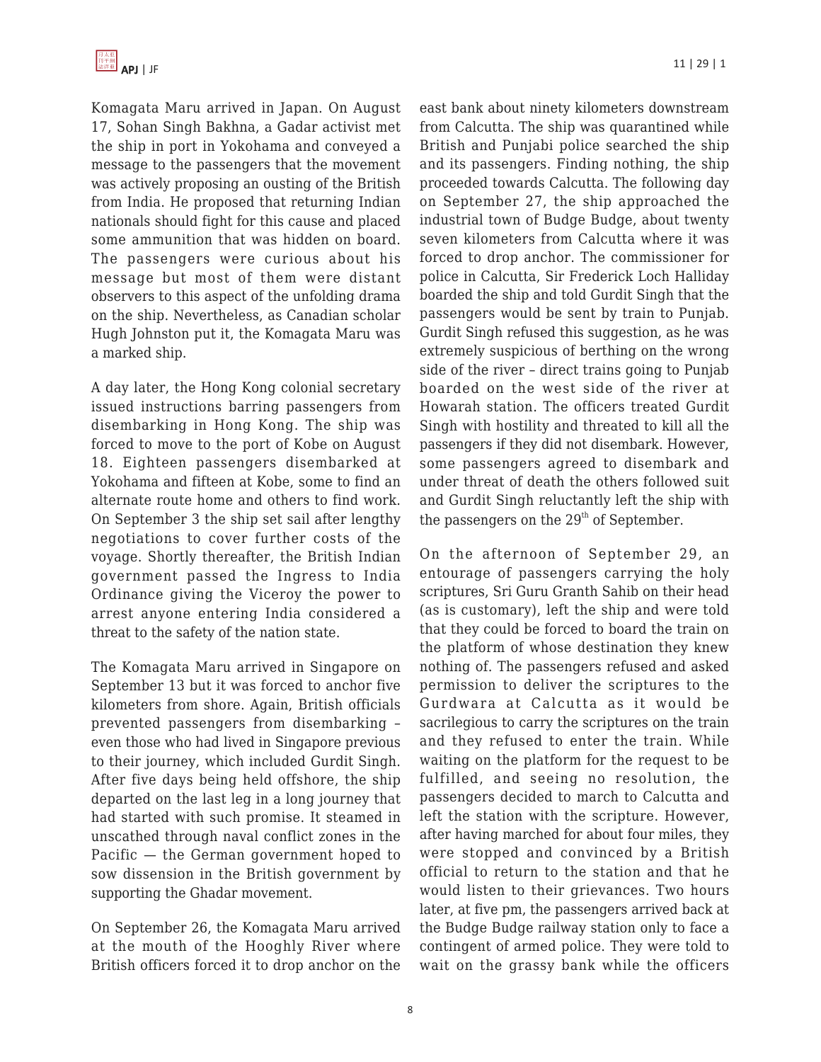Komagata Maru arrived in Japan. On August 17, Sohan Singh Bakhna, a Gadar activist met the ship in port in Yokohama and conveyed a message to the passengers that the movement was actively proposing an ousting of the British from India. He proposed that returning Indian nationals should fight for this cause and placed some ammunition that was hidden on board. The passengers were curious about his message but most of them were distant observers to this aspect of the unfolding drama on the ship. Nevertheless, as Canadian scholar Hugh Johnston put it, the Komagata Maru was a marked ship.

A day later, the Hong Kong colonial secretary issued instructions barring passengers from disembarking in Hong Kong. The ship was forced to move to the port of Kobe on August 18. Eighteen passengers disembarked at Yokohama and fifteen at Kobe, some to find an alternate route home and others to find work. On September 3 the ship set sail after lengthy negotiations to cover further costs of the voyage. Shortly thereafter, the British Indian government passed the Ingress to India Ordinance giving the Viceroy the power to arrest anyone entering India considered a threat to the safety of the nation state.

The Komagata Maru arrived in Singapore on September 13 but it was forced to anchor five kilometers from shore. Again, British officials prevented passengers from disembarking – even those who had lived in Singapore previous to their journey, which included Gurdit Singh. After five days being held offshore, the ship departed on the last leg in a long journey that had started with such promise. It steamed in unscathed through naval conflict zones in the Pacific — the German government hoped to sow dissension in the British government by supporting the Ghadar movement.

On September 26, the Komagata Maru arrived at the mouth of the Hooghly River where British officers forced it to drop anchor on the east bank about ninety kilometers downstream from Calcutta. The ship was quarantined while British and Punjabi police searched the ship and its passengers. Finding nothing, the ship proceeded towards Calcutta. The following day on September 27, the ship approached the industrial town of Budge Budge, about twenty seven kilometers from Calcutta where it was forced to drop anchor. The commissioner for police in Calcutta, Sir Frederick Loch Halliday boarded the ship and told Gurdit Singh that the passengers would be sent by train to Punjab. Gurdit Singh refused this suggestion, as he was extremely suspicious of berthing on the wrong side of the river – direct trains going to Punjab boarded on the west side of the river at Howarah station. The officers treated Gurdit Singh with hostility and threated to kill all the passengers if they did not disembark. However, some passengers agreed to disembark and under threat of death the others followed suit and Gurdit Singh reluctantly left the ship with the passengers on the 29th of September.

On the afternoon of September 29, an entourage of passengers carrying the holy scriptures, Sri Guru Granth Sahib on their head (as is customary), left the ship and were told that they could be forced to board the train on the platform of whose destination they knew nothing of. The passengers refused and asked permission to deliver the scriptures to the Gurdwara at Calcutta as it would be sacrilegious to carry the scriptures on the train and they refused to enter the train. While waiting on the platform for the request to be fulfilled, and seeing no resolution, the passengers decided to march to Calcutta and left the station with the scripture. However, after having marched for about four miles, they were stopped and convinced by a British official to return to the station and that he would listen to their grievances. Two hours later, at five pm, the passengers arrived back at the Budge Budge railway station only to face a contingent of armed police. They were told to wait on the grassy bank while the officers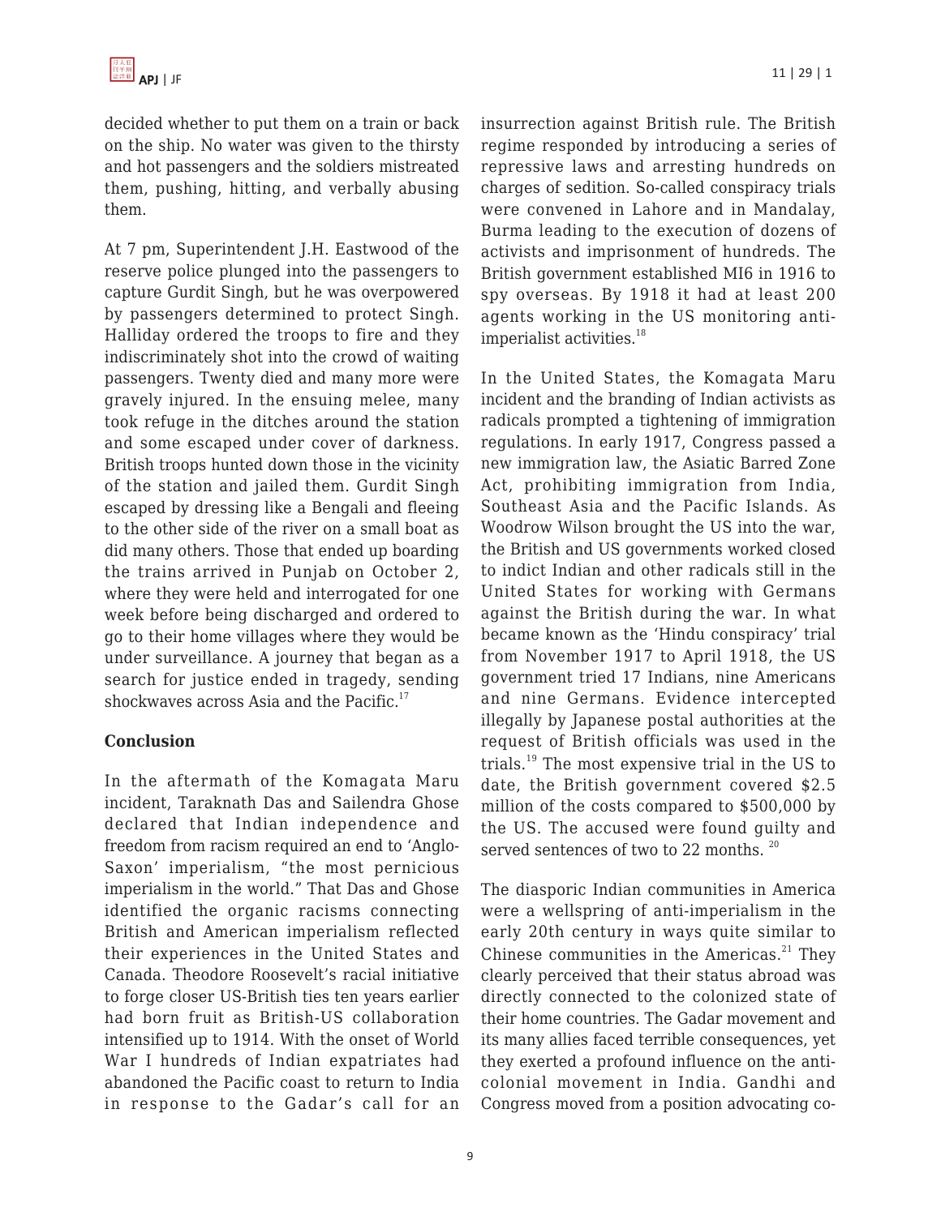decided whether to put them on a train or back on the ship. No water was given to the thirsty and hot passengers and the soldiers mistreated them, pushing, hitting, and verbally abusing them.

At 7 pm, Superintendent J.H. Eastwood of the reserve police plunged into the passengers to capture Gurdit Singh, but he was overpowered by passengers determined to protect Singh. Halliday ordered the troops to fire and they indiscriminately shot into the crowd of waiting passengers. Twenty died and many more were gravely injured. In the ensuing melee, many took refuge in the ditches around the station and some escaped under cover of darkness. British troops hunted down those in the vicinity of the station and jailed them. Gurdit Singh escaped by dressing like a Bengali and fleeing to the other side of the river on a small boat as did many others. Those that ended up boarding the trains arrived in Punjab on October 2, where they were held and interrogated for one week before being discharged and ordered to go to their home villages where they would be under surveillance. A journey that began as a search for justice ended in tragedy, sending shockwaves across Asia and the Pacific.[17]

## Conclusion

In the aftermath of the Komagata Maru incident, Taraknath Das and Sailendra Ghose declared that Indian independence and freedom from racism required an end to 'Anglo-Saxon' imperialism, "the most pernicious imperialism in the world." That Das and Ghose identified the organic racisms connecting British and American imperialism reflected their experiences in the United States and Canada. Theodore Roosevelt's racial initiative to forge closer US-British ties ten years earlier had born fruit as British-US collaboration intensified up to 1914. With the onset of World War I hundreds of Indian expatriates had abandoned the Pacific coast to return to India in response to the Gadar's call for an insurrection against British rule. The British regime responded by introducing a series of repressive laws and arresting hundreds on charges of sedition. So-called conspiracy trials were convened in Lahore and in Mandalay, Burma leading to the execution of dozens of activists and imprisonment of hundreds. The British government established MI6 in 1916 to spy overseas. By 1918 it had at least 200 agents working in the US monitoring anti-imperialist activities.[18]

In the United States, the Komagata Maru incident and the branding of Indian activists as radicals prompted a tightening of immigration regulations. In early 1917, Congress passed a new immigration law, the Asiatic Barred Zone Act, prohibiting immigration from India, Southeast Asia and the Pacific Islands. As Woodrow Wilson brought the US into the war, the British and US governments worked closed to indict Indian and other radicals still in the United States for working with Germans against the British during the war. In what became known as the 'Hindu conspiracy' trial from November 1917 to April 1918, the US government tried 17 Indians, nine Americans and nine Germans. Evidence intercepted illegally by Japanese postal authorities at the request of British officials was used in the trials.[19] The most expensive trial in the US to date, the British government covered \$2.5 million of the costs compared to \$500,000 by the US. The accused were found guilty and served sentences of two to 22 months.[20]

The diasporic Indian communities in America were a wellspring of anti-imperialism in the early 20th century in ways quite similar to Chinese communities in the Americas.[21] They clearly perceived that their status abroad was directly connected to the colonized state of their home countries. The Gadar movement and its many allies faced terrible consequences, yet they exerted a profound influence on the anti-colonial movement in India. Gandhi and Congress moved from a position advocating co-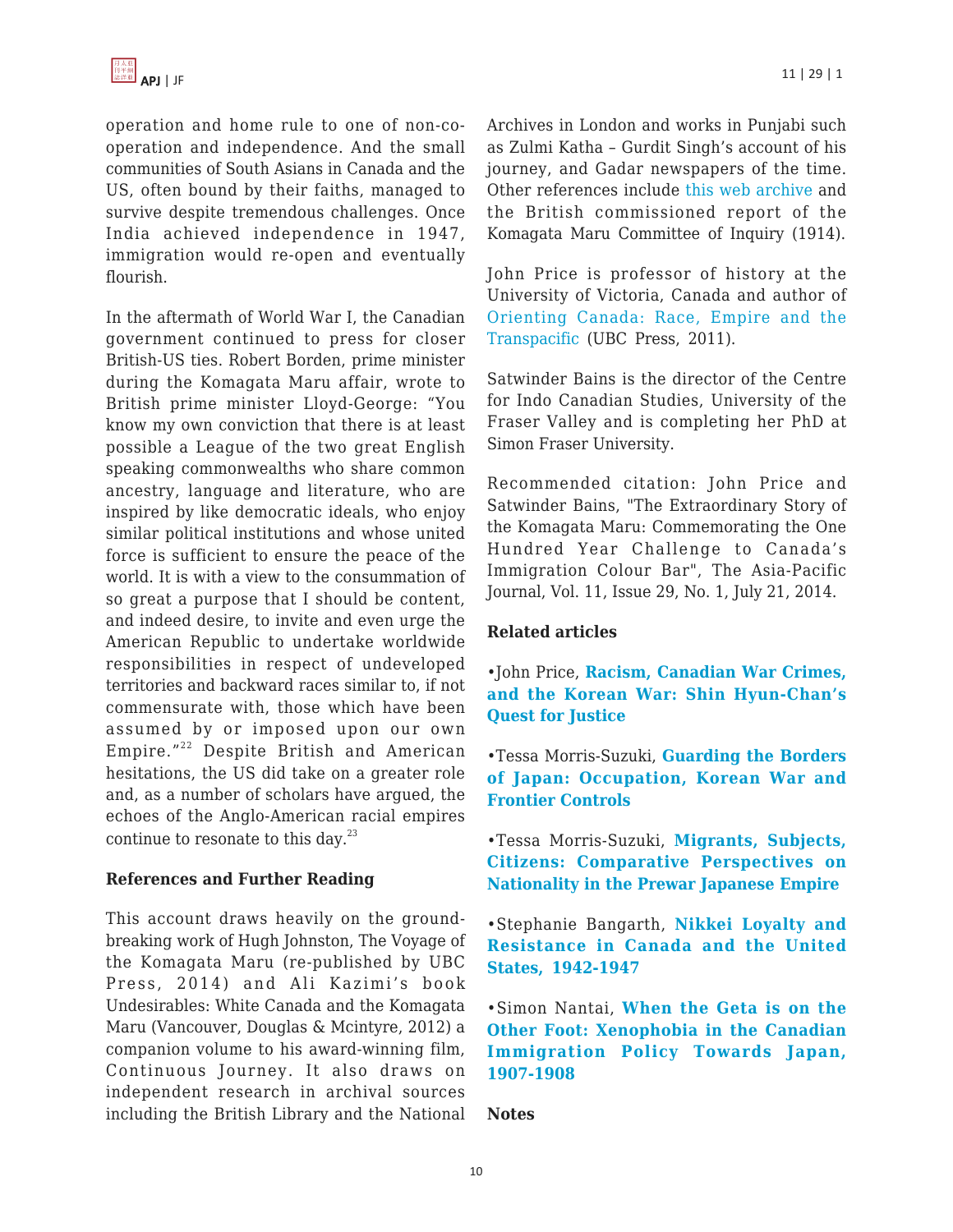operation and home rule to one of non-co-operation and independence. And the small communities of South Asians in Canada and the US, often bound by their faiths, managed to survive despite tremendous challenges. Once India achieved independence in 1947, immigration would re-open and eventually flourish.

In the aftermath of World War I, the Canadian government continued to press for closer British-US ties. Robert Borden, prime minister during the Komagata Maru affair, wrote to British prime minister Lloyd-George: "You know my own conviction that there is at least possible a League of the two great English speaking commonwealths who share common ancestry, language and literature, who are inspired by like democratic ideals, who enjoy similar political institutions and whose united force is sufficient to ensure the peace of the world. It is with a view to the consummation of so great a purpose that I should be content, and indeed desire, to invite and even urge the American Republic to undertake worldwide responsibilities in respect of undeveloped territories and backward races similar to, if not commensurate with, those which have been assumed by or imposed upon our own Empire."[22] Despite British and American hesitations, the US did take on a greater role and, as a number of scholars have argued, the echoes of the Anglo-American racial empires continue to resonate to this day.[23]

**References and Further Reading**

This account draws heavily on the ground-breaking work of Hugh Johnston, The Voyage of the Komagata Maru (re-published by UBC Press, 2014) and Ali Kazimi's book Undesirables: White Canada and the Komagata Maru (Vancouver, Douglas & Mcintyre, 2012) a companion volume to his award-winning film, Continuous Journey. It also draws on independent research in archival sources including the British Library and the National Archives in London and works in Punjabi such as Zulmi Katha – Gurdit Singh's account of his journey, and Gadar newspapers of the time. Other references include this web archive and the British commissioned report of the Komagata Maru Committee of Inquiry (1914).

John Price is professor of history at the University of Victoria, Canada and author of Orienting Canada: Race, Empire and the Transpacific (UBC Press, 2011).

Satwinder Bains is the director of the Centre for Indo Canadian Studies, University of the Fraser Valley and is completing her PhD at Simon Fraser University.

Recommended citation: John Price and Satwinder Bains, "The Extraordinary Story of the Komagata Maru: Commemorating the One Hundred Year Challenge to Canada's Immigration Colour Bar", The Asia-Pacific Journal, Vol. 11, Issue 29, No. 1, July 21, 2014.

**Related articles**

- John Price, **Racism, Canadian War Crimes, and the Korean War: Shin Hyun-Chan's Quest for Justice**
- Tessa Morris-Suzuki, **Guarding the Borders of Japan: Occupation, Korean War and Frontier Controls**
- Tessa Morris-Suzuki, **Migrants, Subjects, Citizens: Comparative Perspectives on Nationality in the Prewar Japanese Empire**
- Stephanie Bangarth, **Nikkei Loyalty and Resistance in Canada and the United States, 1942-1947**
- Simon Nantai, **When the Geta is on the Other Foot: Xenophobia in the Canadian Immigration Policy Towards Japan, 1907-1908**

**Notes**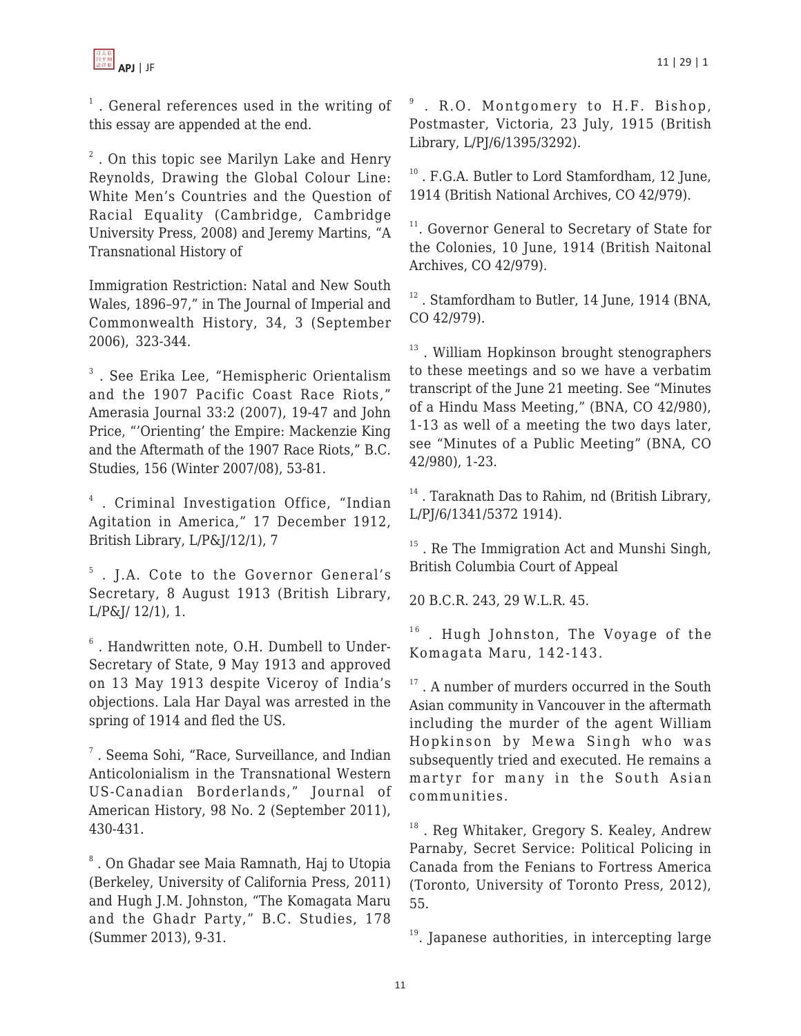1 . General references used in the writing of this essay are appended at the end.

2 . On this topic see Marilyn Lake and Henry Reynolds, Drawing the Global Colour Line: White Men's Countries and the Question of Racial Equality (Cambridge, Cambridge University Press, 2008) and Jeremy Martins, "A Transnational History of Immigration Restriction: Natal and New South Wales, 1896–97," in The Journal of Imperial and Commonwealth History, 34, 3 (September 2006), 323-344.

3 . See Erika Lee, "Hemispheric Orientalism and the 1907 Pacific Coast Race Riots," Amerasia Journal 33:2 (2007), 19-47 and John Price, "'Orienting' the Empire: Mackenzie King and the Aftermath of the 1907 Race Riots," B.C. Studies, 156 (Winter 2007/08), 53-81.

4 . Criminal Investigation Office, "Indian Agitation in America," 17 December 1912, British Library, L/P&J/12/1), 7

5 . J.A. Cote to the Governor General's Secretary, 8 August 1913 (British Library, L/P&J/ 12/1), 1.

6 . Handwritten note, O.H. Dumbell to Under-Secretary of State, 9 May 1913 and approved on 13 May 1913 despite Viceroy of India's objections. Lala Har Dayal was arrested in the spring of 1914 and fled the US.

7 . Seema Sohi, "Race, Surveillance, and Indian Anticolonialism in the Transnational Western US-Canadian Borderlands," Journal of American History, 98 No. 2 (September 2011), 430-431.

8 . On Ghadar see Maia Ramnath, Haj to Utopia (Berkeley, University of California Press, 2011) and Hugh J.M. Johnston, "The Komagata Maru and the Ghadr Party," B.C. Studies, 178 (Summer 2013), 9-31.

9 . R.O. Montgomery to H.F. Bishop, Postmaster, Victoria, 23 July, 1915 (British Library, L/PJ/6/1395/3292).

10 . F.G.A. Butler to Lord Stamfordham, 12 June, 1914 (British National Archives, CO 42/979).

11. Governor General to Secretary of State for the Colonies, 10 June, 1914 (British Naitonal Archives, CO 42/979).

12 . Stamfordham to Butler, 14 June, 1914 (BNA, CO 42/979).

13 . William Hopkinson brought stenographers to these meetings and so we have a verbatim transcript of the June 21 meeting. See "Minutes of a Hindu Mass Meeting," (BNA, CO 42/980), 1-13 as well of a meeting the two days later, see "Minutes of a Public Meeting" (BNA, CO 42/980), 1-23.

14 . Taraknath Das to Rahim, nd (British Library, L/PJ/6/1341/5372 1914).

15 . Re The Immigration Act and Munshi Singh, British Columbia Court of Appeal 20 B.C.R. 243, 29 W.L.R. 45.

16 . Hugh Johnston, The Voyage of the Komagata Maru, 142-143.

17 . A number of murders occurred in the South Asian community in Vancouver in the aftermath including the murder of the agent William Hopkinson by Mewa Singh who was subsequently tried and executed. He remains a martyr for many in the South Asian communities.

18 . Reg Whitaker, Gregory S. Kealey, Andrew Parnaby, Secret Service: Political Policing in Canada from the Fenians to Fortress America (Toronto, University of Toronto Press, 2012), 55.

19. Japanese authorities, in intercepting large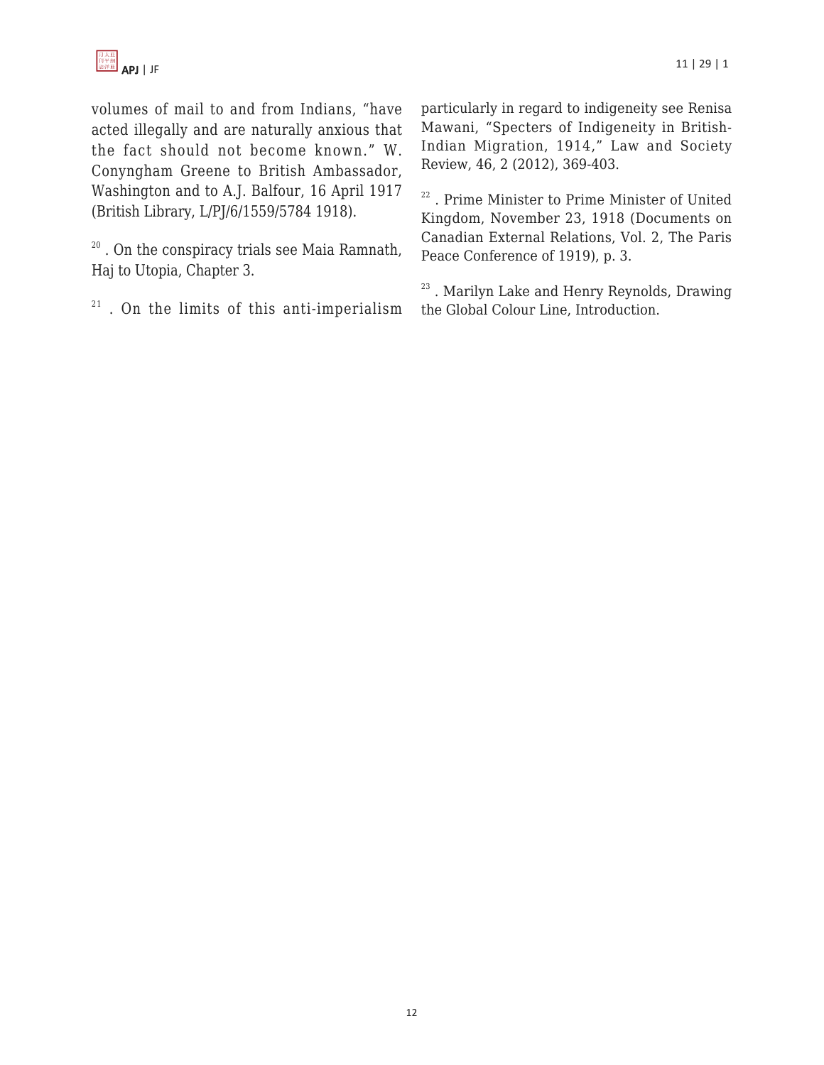volumes of mail to and from Indians, "have acted illegally and are naturally anxious that the fact should not become known." W. Conyngham Greene to British Ambassador, Washington and to A.J. Balfour, 16 April 1917 (British Library, L/PJ/6/1559/5784 1918).

[20] . On the conspiracy trials see Maia Ramnath, Haj to Utopia, Chapter 3.

[21] . On the limits of this anti-imperialism particularly in regard to indigeneity see Renisa Mawani, "Specters of Indigeneity in British-Indian Migration, 1914," Law and Society Review, 46, 2 (2012), 369-403.

[22] . Prime Minister to Prime Minister of United Kingdom, November 23, 1918 (Documents on Canadian External Relations, Vol. 2, The Paris Peace Conference of 1919), p. 3.

[23] . Marilyn Lake and Henry Reynolds, Drawing the Global Colour Line, Introduction.